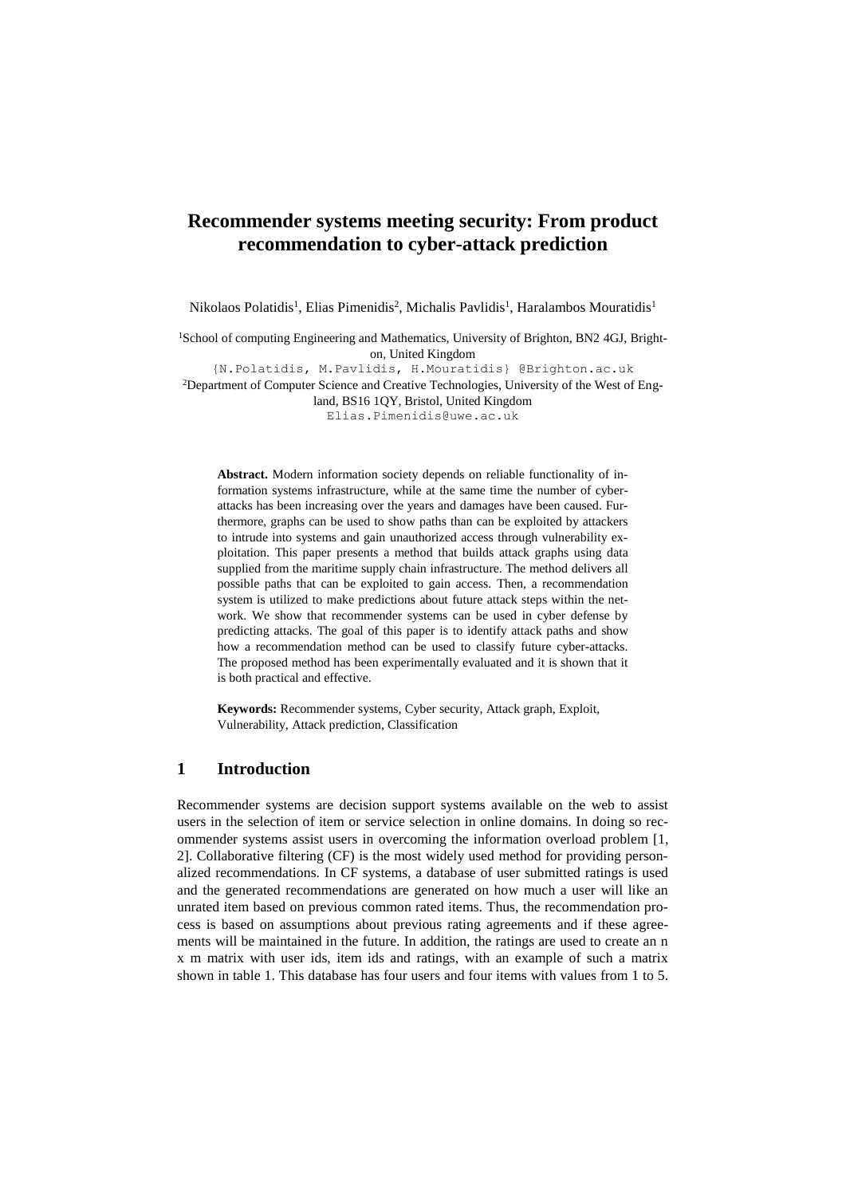# Recommender systems meeting security: From product recommendation to cyber-attack prediction

Nikolaos Polatidis[1], Elias Pimenidis[2], Michalis Pavlidis[1], Haralambos Mouratidis[1]

[1]School of computing Engineering and Mathematics, University of Brighton, BN2 4GJ, Brighton, United Kingdom
{N.Polatidis, M.Pavlidis, H.Mouratidis} @Brighton.ac.uk
[2]Department of Computer Science and Creative Technologies, University of the West of England, BS16 1QY, Bristol, United Kingdom
Elias.Pimenidis@uwe.ac.uk

**Abstract.** Modern information society depends on reliable functionality of information systems infrastructure, while at the same time the number of cyber-attacks has been increasing over the years and damages have been caused. Furthermore, graphs can be used to show paths than can be exploited by attackers to intrude into systems and gain unauthorized access through vulnerability exploitation. This paper presents a method that builds attack graphs using data supplied from the maritime supply chain infrastructure. The method delivers all possible paths that can be exploited to gain access. Then, a recommendation system is utilized to make predictions about future attack steps within the network. We show that recommender systems can be used in cyber defense by predicting attacks. The goal of this paper is to identify attack paths and show how a recommendation method can be used to classify future cyber-attacks. The proposed method has been experimentally evaluated and it is shown that it is both practical and effective.

**Keywords:** Recommender systems, Cyber security, Attack graph, Exploit, Vulnerability, Attack prediction, Classification

## 1 Introduction

Recommender systems are decision support systems available on the web to assist users in the selection of item or service selection in online domains. In doing so recommender systems assist users in overcoming the information overload problem [1, 2]. Collaborative filtering (CF) is the most widely used method for providing personalized recommendations. In CF systems, a database of user submitted ratings is used and the generated recommendations are generated on how much a user will like an unrated item based on previous common rated items. Thus, the recommendation process is based on assumptions about previous rating agreements and if these agreements will be maintained in the future. In addition, the ratings are used to create an n x m matrix with user ids, item ids and ratings, with an example of such a matrix shown in table 1. This database has four users and four items with values from 1 to 5.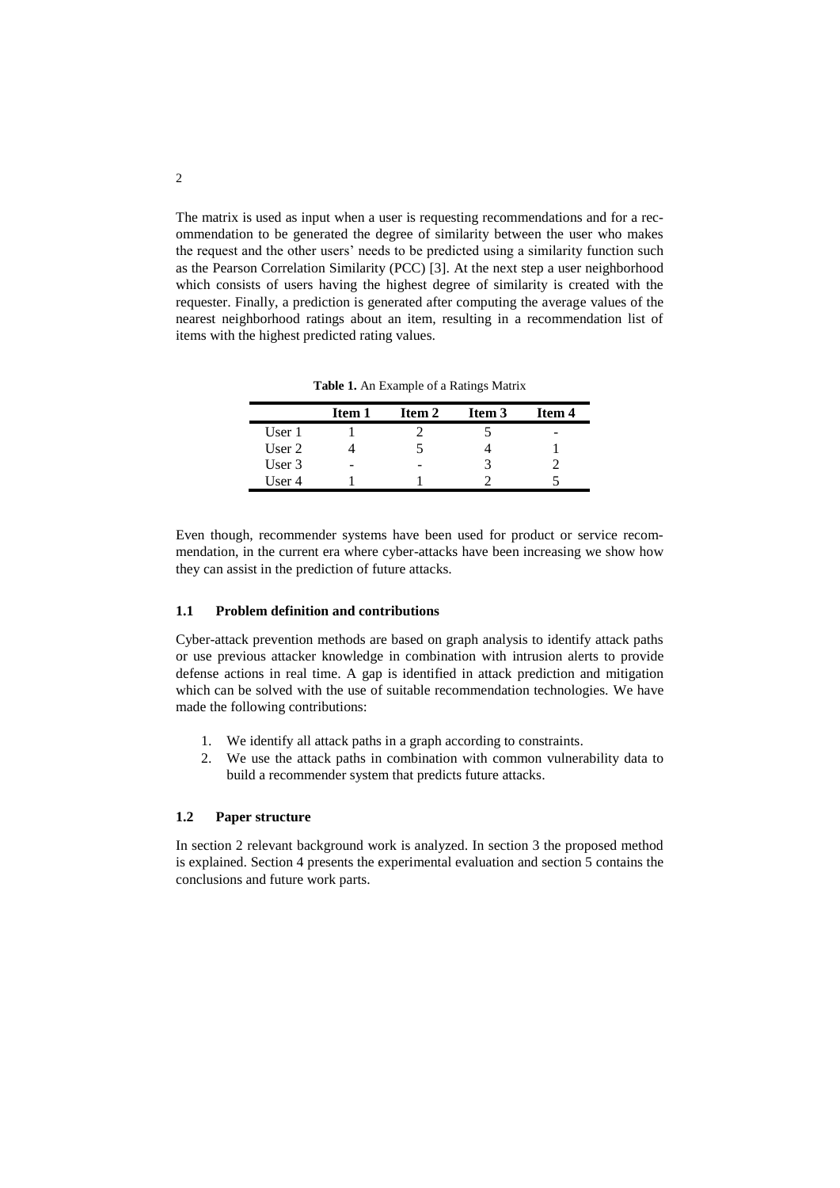The matrix is used as input when a user is requesting recommendations and for a recommendation to be generated the degree of similarity between the user who makes the request and the other users' needs to be predicted using a similarity function such as the Pearson Correlation Similarity (PCC) [3]. At the next step a user neighborhood which consists of users having the highest degree of similarity is created with the requester. Finally, a prediction is generated after computing the average values of the nearest neighborhood ratings about an item, resulting in a recommendation list of items with the highest predicted rating values.

**Table 1.** An Example of a Ratings Matrix

| | **Item 1** | **Item 2** | **Item 3** | **Item 4** |
|---|---|---|---|---|
| User 1 | 1 | 2 | 5 | - |
| User 2 | 4 | 5 | 4 | 1 |
| User 3 | - | - | 3 | 2 |
| User 4 | 1 | 1 | 2 | 5 |

Even though, recommender systems have been used for product or service recommendation, in the current era where cyber-attacks have been increasing we show how they can assist in the prediction of future attacks.

### 1.1 Problem definition and contributions

Cyber-attack prevention methods are based on graph analysis to identify attack paths or use previous attacker knowledge in combination with intrusion alerts to provide defense actions in real time. A gap is identified in attack prediction and mitigation which can be solved with the use of suitable recommendation technologies. We have made the following contributions:

1. We identify all attack paths in a graph according to constraints.
2. We use the attack paths in combination with common vulnerability data to build a recommender system that predicts future attacks.

### 1.2 Paper structure

In section 2 relevant background work is analyzed. In section 3 the proposed method is explained. Section 4 presents the experimental evaluation and section 5 contains the conclusions and future work parts.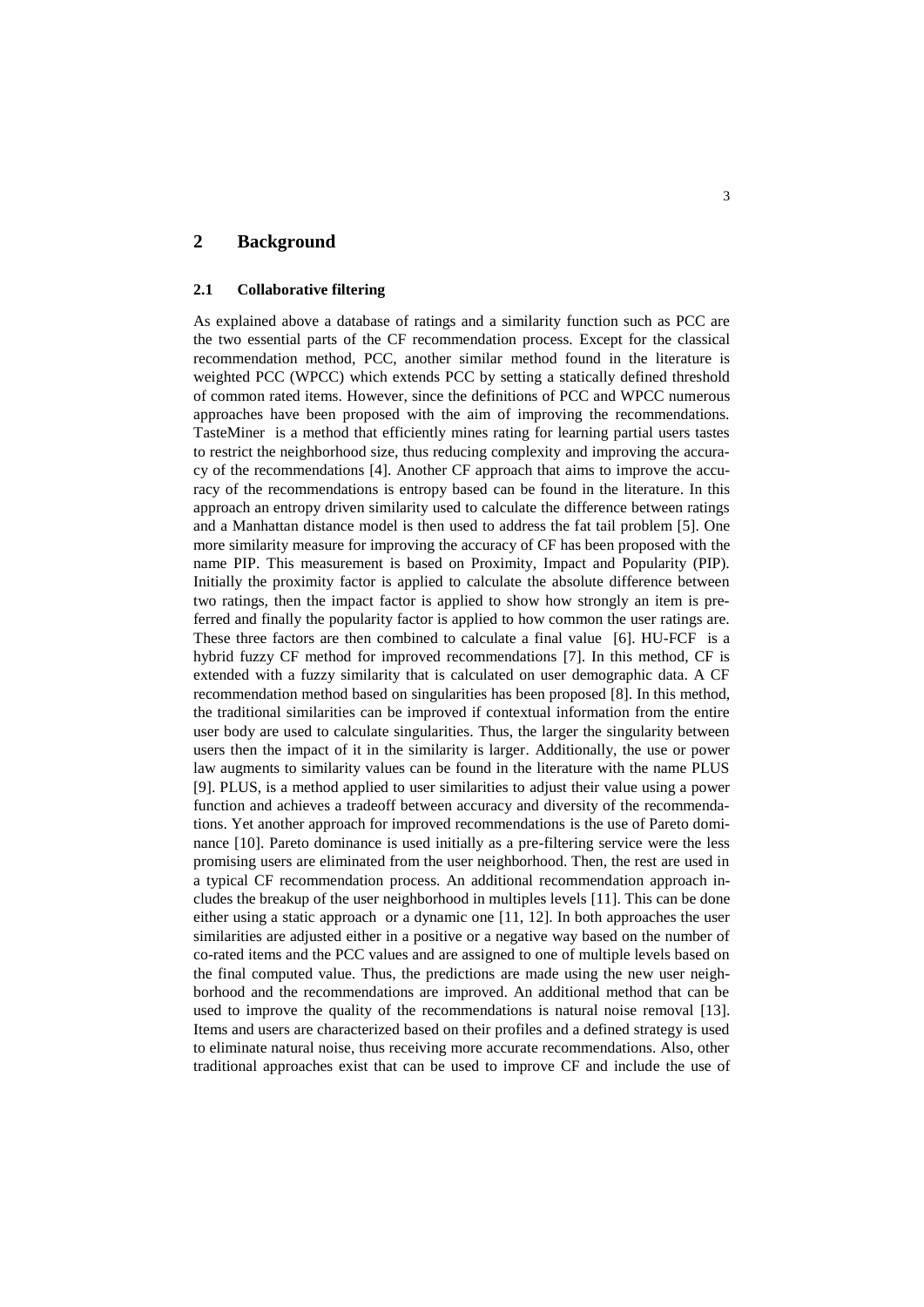## 2 Background

### 2.1 Collaborative filtering

As explained above a database of ratings and a similarity function such as PCC are the two essential parts of the CF recommendation process. Except for the classical recommendation method, PCC, another similar method found in the literature is weighted PCC (WPCC) which extends PCC by setting a statically defined threshold of common rated items. However, since the definitions of PCC and WPCC numerous approaches have been proposed with the aim of improving the recommendations. TasteMiner is a method that efficiently mines rating for learning partial users tastes to restrict the neighborhood size, thus reducing complexity and improving the accuracy of the recommendations [4]. Another CF approach that aims to improve the accuracy of the recommendations is entropy based can be found in the literature. In this approach an entropy driven similarity used to calculate the difference between ratings and a Manhattan distance model is then used to address the fat tail problem [5]. One more similarity measure for improving the accuracy of CF has been proposed with the name PIP. This measurement is based on Proximity, Impact and Popularity (PIP). Initially the proximity factor is applied to calculate the absolute difference between two ratings, then the impact factor is applied to show how strongly an item is preferred and finally the popularity factor is applied to how common the user ratings are. These three factors are then combined to calculate a final value [6]. HU-FCF is a hybrid fuzzy CF method for improved recommendations [7]. In this method, CF is extended with a fuzzy similarity that is calculated on user demographic data. A CF recommendation method based on singularities has been proposed [8]. In this method, the traditional similarities can be improved if contextual information from the entire user body are used to calculate singularities. Thus, the larger the singularity between users then the impact of it in the similarity is larger. Additionally, the use or power law augments to similarity values can be found in the literature with the name PLUS [9]. PLUS, is a method applied to user similarities to adjust their value using a power function and achieves a tradeoff between accuracy and diversity of the recommendations. Yet another approach for improved recommendations is the use of Pareto dominance [10]. Pareto dominance is used initially as a pre-filtering service were the less promising users are eliminated from the user neighborhood. Then, the rest are used in a typical CF recommendation process. An additional recommendation approach includes the breakup of the user neighborhood in multiples levels [11]. This can be done either using a static approach or a dynamic one [11, 12]. In both approaches the user similarities are adjusted either in a positive or a negative way based on the number of co-rated items and the PCC values and are assigned to one of multiple levels based on the final computed value. Thus, the predictions are made using the new user neighborhood and the recommendations are improved. An additional method that can be used to improve the quality of the recommendations is natural noise removal [13]. Items and users are characterized based on their profiles and a defined strategy is used to eliminate natural noise, thus receiving more accurate recommendations. Also, other traditional approaches exist that can be used to improve CF and include the use of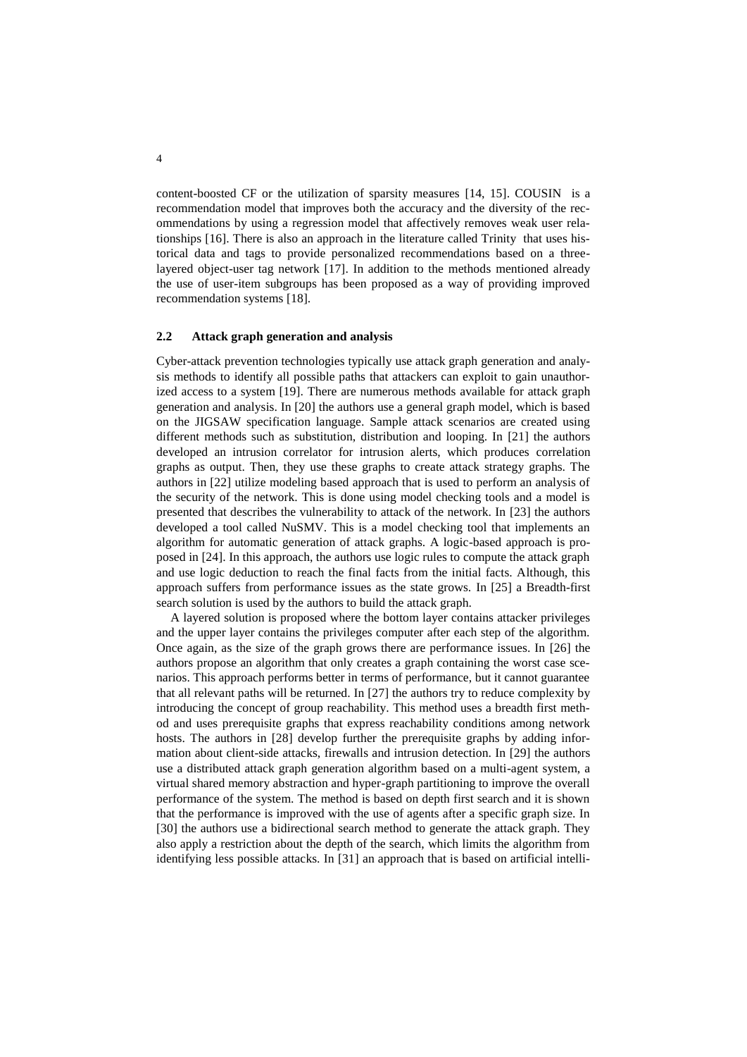content-boosted CF or the utilization of sparsity measures [14, 15]. COUSIN is a recommendation model that improves both the accuracy and the diversity of the recommendations by using a regression model that affectively removes weak user relationships [16]. There is also an approach in the literature called Trinity that uses historical data and tags to provide personalized recommendations based on a three-layered object-user tag network [17]. In addition to the methods mentioned already the use of user-item subgroups has been proposed as a way of providing improved recommendation systems [18].

### 2.2 Attack graph generation and analysis

Cyber-attack prevention technologies typically use attack graph generation and analysis methods to identify all possible paths that attackers can exploit to gain unauthorized access to a system [19]. There are numerous methods available for attack graph generation and analysis. In [20] the authors use a general graph model, which is based on the JIGSAW specification language. Sample attack scenarios are created using different methods such as substitution, distribution and looping. In [21] the authors developed an intrusion correlator for intrusion alerts, which produces correlation graphs as output. Then, they use these graphs to create attack strategy graphs. The authors in [22] utilize modeling based approach that is used to perform an analysis of the security of the network. This is done using model checking tools and a model is presented that describes the vulnerability to attack of the network. In [23] the authors developed a tool called NuSMV. This is a model checking tool that implements an algorithm for automatic generation of attack graphs. A logic-based approach is proposed in [24]. In this approach, the authors use logic rules to compute the attack graph and use logic deduction to reach the final facts from the initial facts. Although, this approach suffers from performance issues as the state grows. In [25] a Breadth-first search solution is used by the authors to build the attack graph.

A layered solution is proposed where the bottom layer contains attacker privileges and the upper layer contains the privileges computer after each step of the algorithm. Once again, as the size of the graph grows there are performance issues. In [26] the authors propose an algorithm that only creates a graph containing the worst case scenarios. This approach performs better in terms of performance, but it cannot guarantee that all relevant paths will be returned. In [27] the authors try to reduce complexity by introducing the concept of group reachability. This method uses a breadth first method and uses prerequisite graphs that express reachability conditions among network hosts. The authors in [28] develop further the prerequisite graphs by adding information about client-side attacks, firewalls and intrusion detection. In [29] the authors use a distributed attack graph generation algorithm based on a multi-agent system, a virtual shared memory abstraction and hyper-graph partitioning to improve the overall performance of the system. The method is based on depth first search and it is shown that the performance is improved with the use of agents after a specific graph size. In [30] the authors use a bidirectional search method to generate the attack graph. They also apply a restriction about the depth of the search, which limits the algorithm from identifying less possible attacks. In [31] an approach that is based on artificial intelli-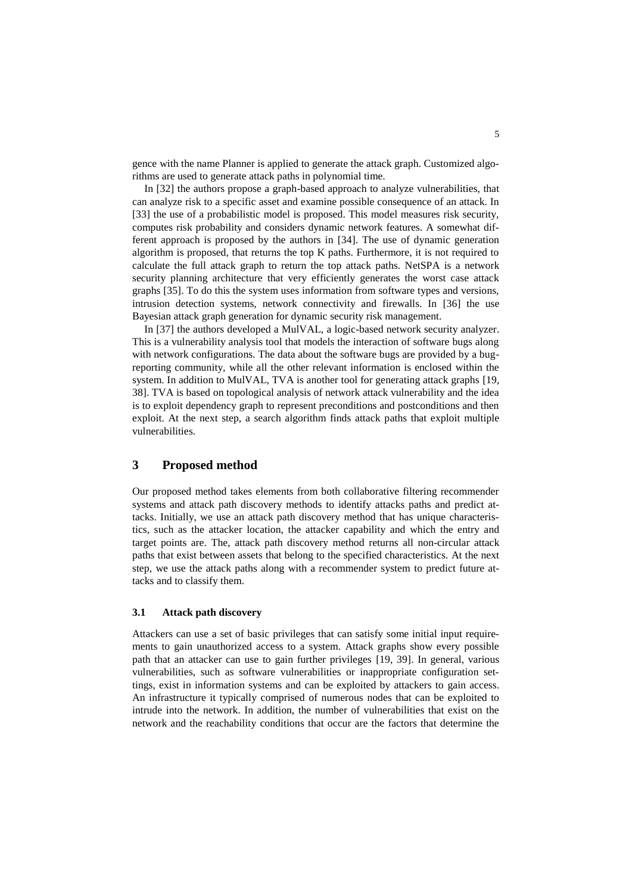gence with the name Planner is applied to generate the attack graph. Customized algorithms are used to generate attack paths in polynomial time.

In [32] the authors propose a graph-based approach to analyze vulnerabilities, that can analyze risk to a specific asset and examine possible consequence of an attack. In [33] the use of a probabilistic model is proposed. This model measures risk security, computes risk probability and considers dynamic network features. A somewhat different approach is proposed by the authors in [34]. The use of dynamic generation algorithm is proposed, that returns the top K paths. Furthermore, it is not required to calculate the full attack graph to return the top attack paths. NetSPA is a network security planning architecture that very efficiently generates the worst case attack graphs [35]. To do this the system uses information from software types and versions, intrusion detection systems, network connectivity and firewalls. In [36] the use Bayesian attack graph generation for dynamic security risk management.

In [37] the authors developed a MulVAL, a logic-based network security analyzer. This is a vulnerability analysis tool that models the interaction of software bugs along with network configurations. The data about the software bugs are provided by a bug-reporting community, while all the other relevant information is enclosed within the system. In addition to MulVAL, TVA is another tool for generating attack graphs [19, 38]. TVA is based on topological analysis of network attack vulnerability and the idea is to exploit dependency graph to represent preconditions and postconditions and then exploit. At the next step, a search algorithm finds attack paths that exploit multiple vulnerabilities.

## 3 Proposed method

Our proposed method takes elements from both collaborative filtering recommender systems and attack path discovery methods to identify attacks paths and predict attacks. Initially, we use an attack path discovery method that has unique characteristics, such as the attacker location, the attacker capability and which the entry and target points are. The, attack path discovery method returns all non-circular attack paths that exist between assets that belong to the specified characteristics. At the next step, we use the attack paths along with a recommender system to predict future attacks and to classify them.

### 3.1 Attack path discovery

Attackers can use a set of basic privileges that can satisfy some initial input requirements to gain unauthorized access to a system. Attack graphs show every possible path that an attacker can use to gain further privileges [19, 39]. In general, various vulnerabilities, such as software vulnerabilities or inappropriate configuration settings, exist in information systems and can be exploited by attackers to gain access. An infrastructure it typically comprised of numerous nodes that can be exploited to intrude into the network. In addition, the number of vulnerabilities that exist on the network and the reachability conditions that occur are the factors that determine the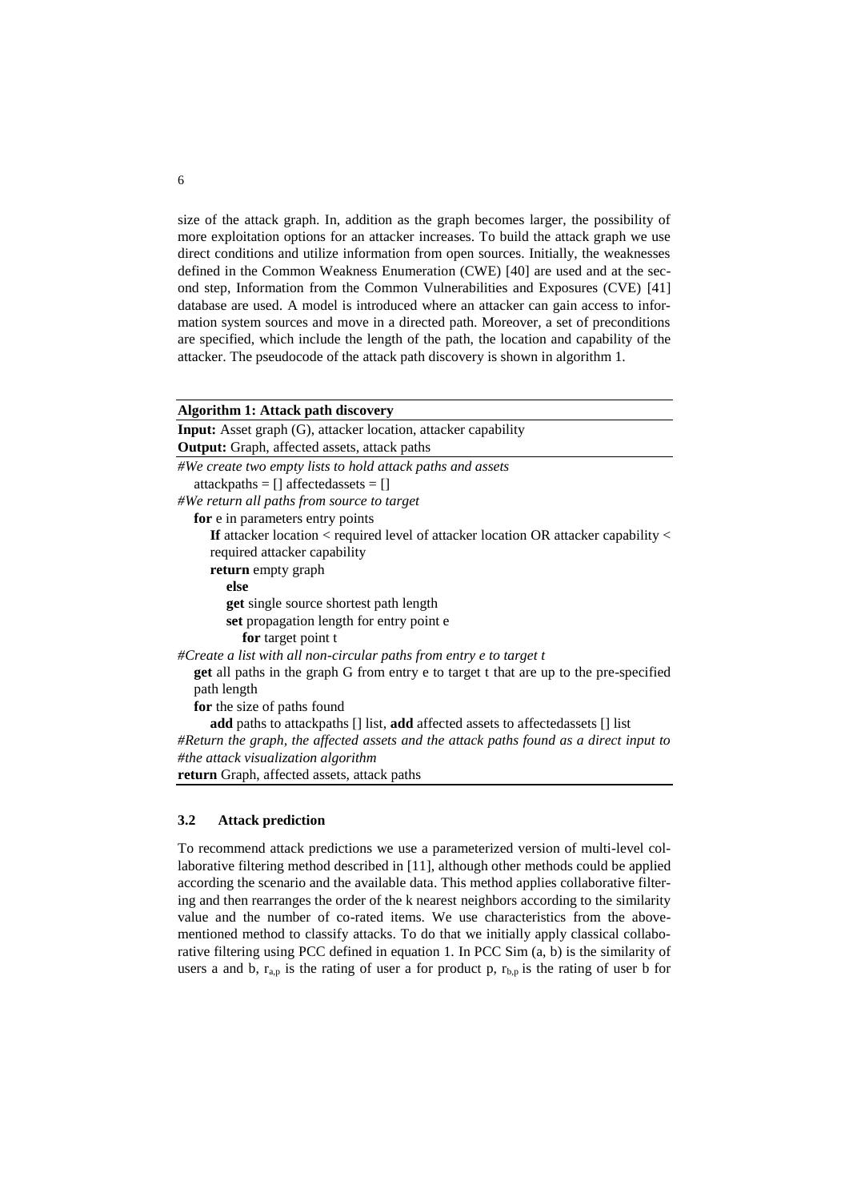size of the attack graph. In, addition as the graph becomes larger, the possibility of more exploitation options for an attacker increases. To build the attack graph we use direct conditions and utilize information from open sources. Initially, the weaknesses defined in the Common Weakness Enumeration (CWE) [40] are used and at the second step, Information from the Common Vulnerabilities and Exposures (CVE) [41] database are used. A model is introduced where an attacker can gain access to information system sources and move in a directed path. Moreover, a set of preconditions are specified, which include the length of the path, the location and capability of the attacker. The pseudocode of the attack path discovery is shown in algorithm 1.

**Algorithm 1: Attack path discovery**

**Input:** Asset graph (G), attacker location, attacker capability
**Output:** Graph, affected assets, attack paths

*#We create two empty lists to hold attack paths and assets*
  attackpaths = [] affectedassets = []
*#We return all paths from source to target*
  **for** e in parameters entry points
    **If** attacker location < required level of attacker location OR attacker capability < required attacker capability
    **return** empty graph
      **else**
      **get** single source shortest path length
      **set** propagation length for entry point e
        **for** target point t
*#Create a list with all non-circular paths from entry e to target t*
  **get** all paths in the graph G from entry e to target t that are up to the pre-specified path length
  **for** the size of paths found
    **add** paths to attackpaths [] list, **add** affected assets to affectedassets [] list
*#Return the graph, the affected assets and the attack paths found as a direct input to #the attack visualization algorithm*
**return** Graph, affected assets, attack paths

### 3.2 Attack prediction

To recommend attack predictions we use a parameterized version of multi-level collaborative filtering method described in [11], although other methods could be applied according the scenario and the available data. This method applies collaborative filtering and then rearranges the order of the k nearest neighbors according to the similarity value and the number of co-rated items. We use characteristics from the above-mentioned method to classify attacks. To do that we initially apply classical collaborative filtering using PCC defined in equation 1. In PCC Sim (a, b) is the similarity of users a and b, $r_{a,p}$ is the rating of user a for product p, $r_{b,p}$ is the rating of user b for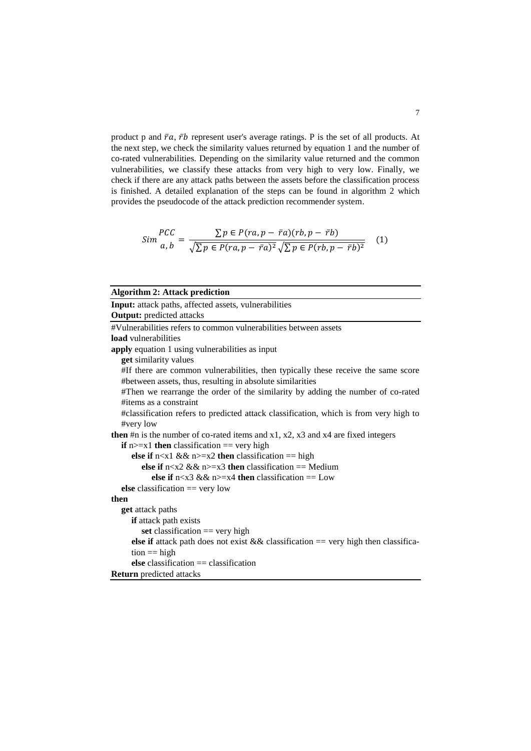product p and $\bar{r}a$, $\bar{r}b$ represent user's average ratings. P is the set of all products. At the next step, we check the similarity values returned by equation 1 and the number of co-rated vulnerabilities. Depending on the similarity value returned and the common vulnerabilities, we classify these attacks from very high to very low. Finally, we check if there are any attack paths between the assets before the classification process is finished. A detailed explanation of the steps can be found in algorithm 2 which provides the pseudocode of the attack prediction recommender system.

$$Sim_{a,b}^{PCC} = \frac{\sum p \in P(ra,p - \bar{r}a)(rb,p - \bar{r}b)}{\sqrt{\sum p \in P(ra,p - \bar{r}a)^2}\sqrt{\sum p \in P(rb,p - \bar{r}b)^2}} \quad (1)$$

**Algorithm 2: Attack prediction**

**Input:** attack paths, affected assets, vulnerabilities
**Output:** predicted attacks

```
#Vulnerabilities refers to common vulnerabilities between assets
load vulnerabilities
apply equation 1 using vulnerabilities as input
   get similarity values
   #If there are common vulnerabilities, then typically these receive the same score
   #between assets, thus, resulting in absolute similarities
   #Then we rearrange the order of the similarity by adding the number of co-rated
   #items as a constraint
   #classification refers to predicted attack classification, which is from very high to
   #very low
then #n is the number of co-rated items and x1, x2, x3 and x4 are fixed integers
   if n>=x1 then classification == very high
      else if n<x1 && n>=x2 then classification == high
         else if n<x2 && n>=x3 then classification == Medium
            else if n<x3 && n>=x4 then classification == Low
   else classification == very low
then
   get attack paths
      if attack path exists
         set classification == very high
      else if attack path does not exist && classification == very high then classifica-
      tion == high
      else classification == classification
Return predicted attacks
```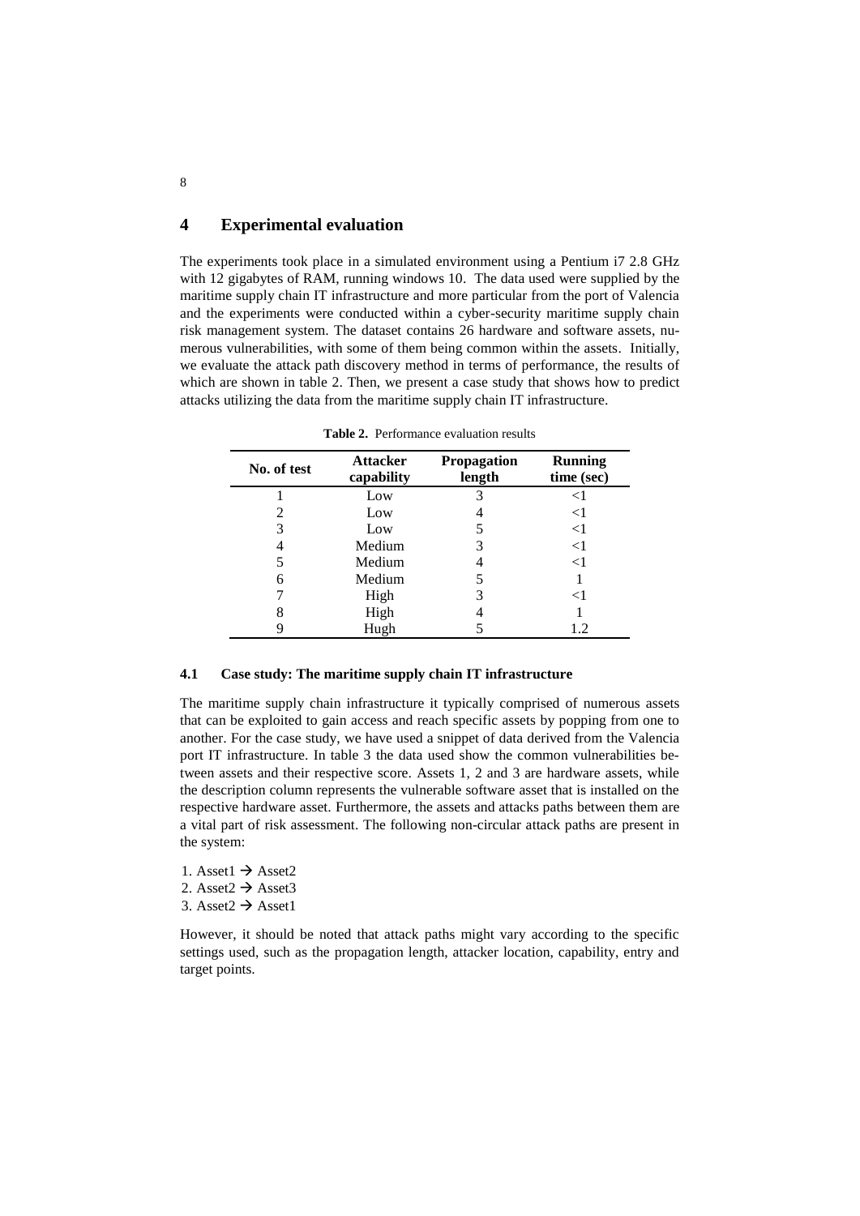## 4 Experimental evaluation

The experiments took place in a simulated environment using a Pentium i7 2.8 GHz with 12 gigabytes of RAM, running windows 10. The data used were supplied by the maritime supply chain IT infrastructure and more particular from the port of Valencia and the experiments were conducted within a cyber-security maritime supply chain risk management system. The dataset contains 26 hardware and software assets, numerous vulnerabilities, with some of them being common within the assets. Initially, we evaluate the attack path discovery method in terms of performance, the results of which are shown in table 2. Then, we present a case study that shows how to predict attacks utilizing the data from the maritime supply chain IT infrastructure.

**Table 2.** Performance evaluation results

| No. of test | Attacker capability | Propagation length | Running time (sec) |
|---|---|---|---|
| 1 | Low | 3 | <1 |
| 2 | Low | 4 | <1 |
| 3 | Low | 5 | <1 |
| 4 | Medium | 3 | <1 |
| 5 | Medium | 4 | <1 |
| 6 | Medium | 5 | 1 |
| 7 | High | 3 | <1 |
| 8 | High | 4 | 1 |
| 9 | Hugh | 5 | 1.2 |

### 4.1 Case study: The maritime supply chain IT infrastructure

The maritime supply chain infrastructure it typically comprised of numerous assets that can be exploited to gain access and reach specific assets by popping from one to another. For the case study, we have used a snippet of data derived from the Valencia port IT infrastructure. In table 3 the data used show the common vulnerabilities between assets and their respective score. Assets 1, 2 and 3 are hardware assets, while the description column represents the vulnerable software asset that is installed on the respective hardware asset. Furthermore, the assets and attacks paths between them are a vital part of risk assessment. The following non-circular attack paths are present in the system:

1. Asset1 → Asset2
2. Asset2 → Asset3
3. Asset2 → Asset1

However, it should be noted that attack paths might vary according to the specific settings used, such as the propagation length, attacker location, capability, entry and target points.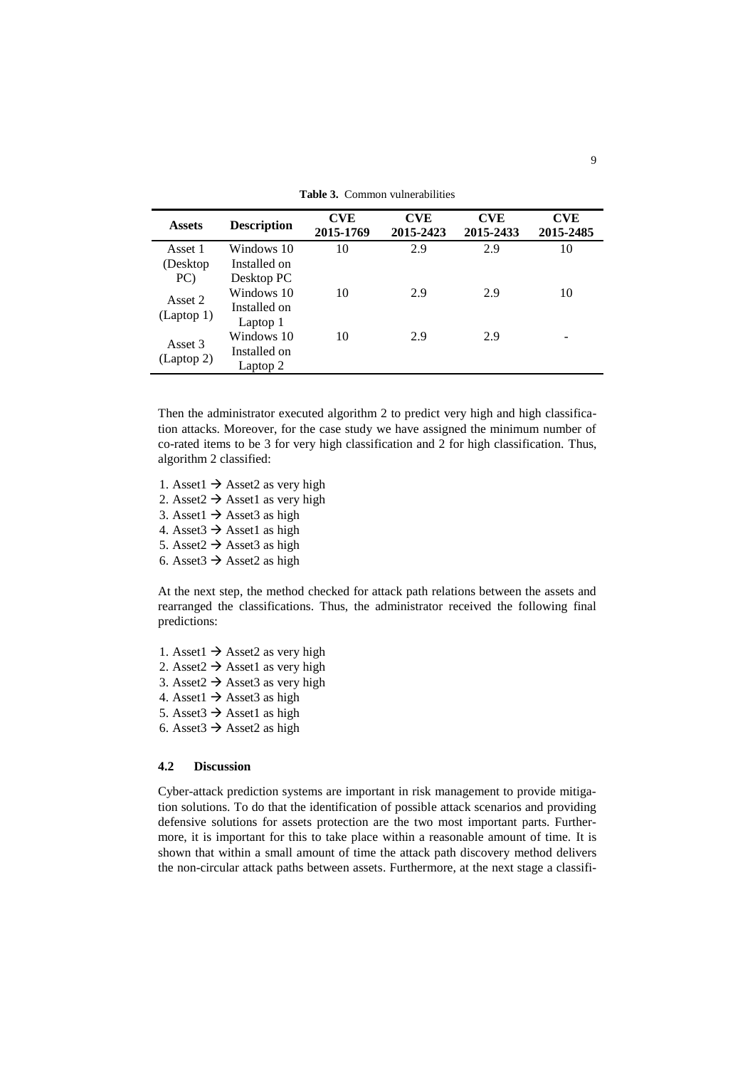**Table 3.** Common vulnerabilities

| Assets | Description | CVE 2015-1769 | CVE 2015-2423 | CVE 2015-2433 | CVE 2015-2485 |
|---|---|---|---|---|---|
| Asset 1 (Desktop PC) | Windows 10 Installed on Desktop PC | 10 | 2.9 | 2.9 | 10 |
| Asset 2 (Laptop 1) | Windows 10 Installed on Laptop 1 | 10 | 2.9 | 2.9 | 10 |
| Asset 3 (Laptop 2) | Windows 10 Installed on Laptop 2 | 10 | 2.9 | 2.9 | - |

Then the administrator executed algorithm 2 to predict very high and high classification attacks. Moreover, for the case study we have assigned the minimum number of co-rated items to be 3 for very high classification and 2 for high classification. Thus, algorithm 2 classified:

1. Asset1 → Asset2 as very high
2. Asset2 → Asset1 as very high
3. Asset1 → Asset3 as high
4. Asset3 → Asset1 as high
5. Asset2 → Asset3 as high
6. Asset3 → Asset2 as high

At the next step, the method checked for attack path relations between the assets and rearranged the classifications. Thus, the administrator received the following final predictions:

1. Asset1 → Asset2 as very high
2. Asset2 → Asset1 as very high
3. Asset2 → Asset3 as very high
4. Asset1 → Asset3 as high
5. Asset3 → Asset1 as high
6. Asset3 → Asset2 as high

### 4.2 Discussion

Cyber-attack prediction systems are important in risk management to provide mitigation solutions. To do that the identification of possible attack scenarios and providing defensive solutions for assets protection are the two most important parts. Furthermore, it is important for this to take place within a reasonable amount of time. It is shown that within a small amount of time the attack path discovery method delivers the non-circular attack paths between assets. Furthermore, at the next stage a classifi-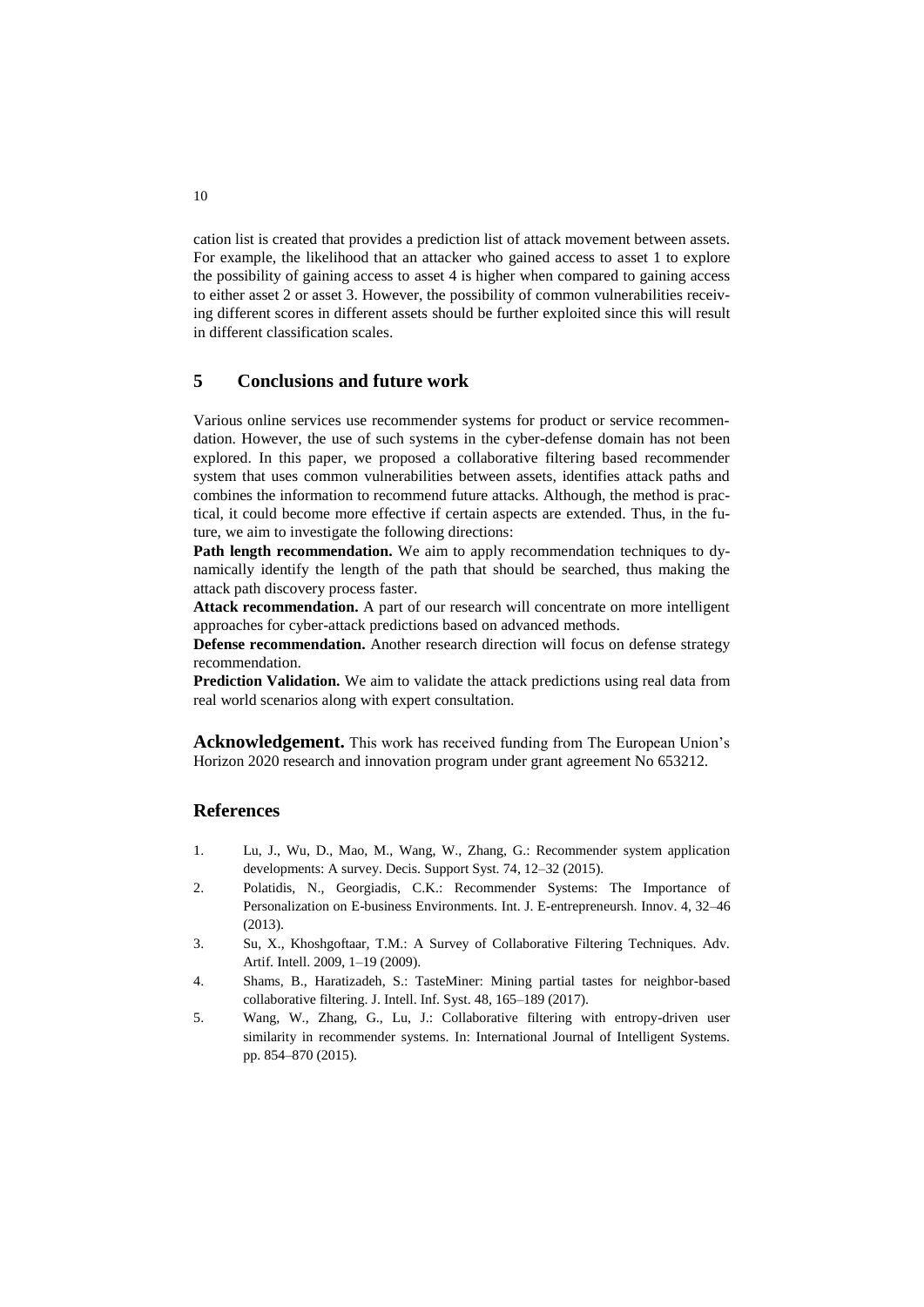cation list is created that provides a prediction list of attack movement between assets. For example, the likelihood that an attacker who gained access to asset 1 to explore the possibility of gaining access to asset 4 is higher when compared to gaining access to either asset 2 or asset 3. However, the possibility of common vulnerabilities receiving different scores in different assets should be further exploited since this will result in different classification scales.

## 5 Conclusions and future work

Various online services use recommender systems for product or service recommendation. However, the use of such systems in the cyber-defense domain has not been explored. In this paper, we proposed a collaborative filtering based recommender system that uses common vulnerabilities between assets, identifies attack paths and combines the information to recommend future attacks. Although, the method is practical, it could become more effective if certain aspects are extended. Thus, in the future, we aim to investigate the following directions:

**Path length recommendation.** We aim to apply recommendation techniques to dynamically identify the length of the path that should be searched, thus making the attack path discovery process faster.

**Attack recommendation.** A part of our research will concentrate on more intelligent approaches for cyber-attack predictions based on advanced methods.

**Defense recommendation.** Another research direction will focus on defense strategy recommendation.

**Prediction Validation.** We aim to validate the attack predictions using real data from real world scenarios along with expert consultation.

**Acknowledgement.** This work has received funding from The European Union's Horizon 2020 research and innovation program under grant agreement No 653212.

## References

1. Lu, J., Wu, D., Mao, M., Wang, W., Zhang, G.: Recommender system application developments: A survey. Decis. Support Syst. 74, 12–32 (2015).
2. Polatidis, N., Georgiadis, C.K.: Recommender Systems: The Importance of Personalization on E-business Environments. Int. J. E-entrepreneursh. Innov. 4, 32–46 (2013).
3. Su, X., Khoshgoftaar, T.M.: A Survey of Collaborative Filtering Techniques. Adv. Artif. Intell. 2009, 1–19 (2009).
4. Shams, B., Haratizadeh, S.: TasteMiner: Mining partial tastes for neighbor-based collaborative filtering. J. Intell. Inf. Syst. 48, 165–189 (2017).
5. Wang, W., Zhang, G., Lu, J.: Collaborative filtering with entropy-driven user similarity in recommender systems. In: International Journal of Intelligent Systems. pp. 854–870 (2015).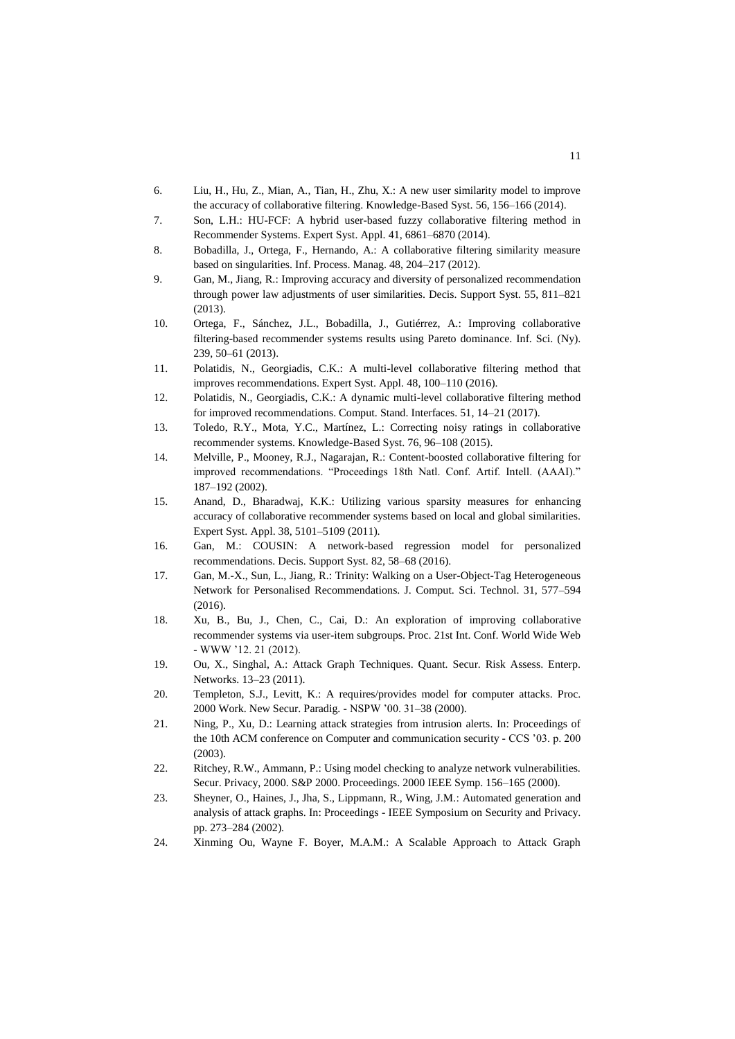6. Liu, H., Hu, Z., Mian, A., Tian, H., Zhu, X.: A new user similarity model to improve the accuracy of collaborative filtering. Knowledge-Based Syst. 56, 156–166 (2014).
7. Son, L.H.: HU-FCF: A hybrid user-based fuzzy collaborative filtering method in Recommender Systems. Expert Syst. Appl. 41, 6861–6870 (2014).
8. Bobadilla, J., Ortega, F., Hernando, A.: A collaborative filtering similarity measure based on singularities. Inf. Process. Manag. 48, 204–217 (2012).
9. Gan, M., Jiang, R.: Improving accuracy and diversity of personalized recommendation through power law adjustments of user similarities. Decis. Support Syst. 55, 811–821 (2013).
10. Ortega, F., Sánchez, J.L., Bobadilla, J., Gutiérrez, A.: Improving collaborative filtering-based recommender systems results using Pareto dominance. Inf. Sci. (Ny). 239, 50–61 (2013).
11. Polatidis, N., Georgiadis, C.K.: A multi-level collaborative filtering method that improves recommendations. Expert Syst. Appl. 48, 100–110 (2016).
12. Polatidis, N., Georgiadis, C.K.: A dynamic multi-level collaborative filtering method for improved recommendations. Comput. Stand. Interfaces. 51, 14–21 (2017).
13. Toledo, R.Y., Mota, Y.C., Martínez, L.: Correcting noisy ratings in collaborative recommender systems. Knowledge-Based Syst. 76, 96–108 (2015).
14. Melville, P., Mooney, R.J., Nagarajan, R.: Content-boosted collaborative filtering for improved recommendations. "Proceedings 18th Natl. Conf. Artif. Intell. (AAAI)." 187–192 (2002).
15. Anand, D., Bharadwaj, K.K.: Utilizing various sparsity measures for enhancing accuracy of collaborative recommender systems based on local and global similarities. Expert Syst. Appl. 38, 5101–5109 (2011).
16. Gan, M.: COUSIN: A network-based regression model for personalized recommendations. Decis. Support Syst. 82, 58–68 (2016).
17. Gan, M.-X., Sun, L., Jiang, R.: Trinity: Walking on a User-Object-Tag Heterogeneous Network for Personalised Recommendations. J. Comput. Sci. Technol. 31, 577–594 (2016).
18. Xu, B., Bu, J., Chen, C., Cai, D.: An exploration of improving collaborative recommender systems via user-item subgroups. Proc. 21st Int. Conf. World Wide Web - WWW '12. 21 (2012).
19. Ou, X., Singhal, A.: Attack Graph Techniques. Quant. Secur. Risk Assess. Enterp. Networks. 13–23 (2011).
20. Templeton, S.J., Levitt, K.: A requires/provides model for computer attacks. Proc. 2000 Work. New Secur. Paradig. - NSPW '00. 31–38 (2000).
21. Ning, P., Xu, D.: Learning attack strategies from intrusion alerts. In: Proceedings of the 10th ACM conference on Computer and communication security - CCS '03. p. 200 (2003).
22. Ritchey, R.W., Ammann, P.: Using model checking to analyze network vulnerabilities. Secur. Privacy, 2000. S&P 2000. Proceedings. 2000 IEEE Symp. 156–165 (2000).
23. Sheyner, O., Haines, J., Jha, S., Lippmann, R., Wing, J.M.: Automated generation and analysis of attack graphs. In: Proceedings - IEEE Symposium on Security and Privacy. pp. 273–284 (2002).
24. Xinming Ou, Wayne F. Boyer, M.A.M.: A Scalable Approach to Attack Graph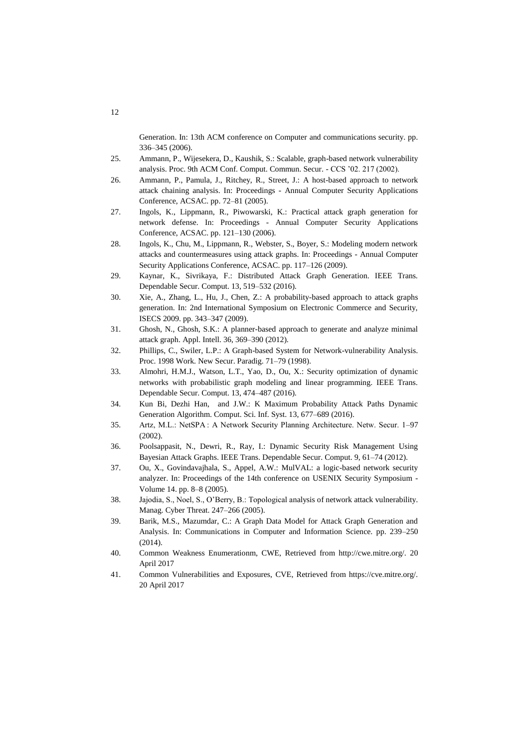Generation. In: 13th ACM conference on Computer and communications security. pp. 336–345 (2006).

25. Ammann, P., Wijesekera, D., Kaushik, S.: Scalable, graph-based network vulnerability analysis. Proc. 9th ACM Conf. Comput. Commun. Secur. - CCS '02. 217 (2002).
26. Ammann, P., Pamula, J., Ritchey, R., Street, J.: A host-based approach to network attack chaining analysis. In: Proceedings - Annual Computer Security Applications Conference, ACSAC. pp. 72–81 (2005).
27. Ingols, K., Lippmann, R., Piwowarski, K.: Practical attack graph generation for network defense. In: Proceedings - Annual Computer Security Applications Conference, ACSAC. pp. 121–130 (2006).
28. Ingols, K., Chu, M., Lippmann, R., Webster, S., Boyer, S.: Modeling modern network attacks and countermeasures using attack graphs. In: Proceedings - Annual Computer Security Applications Conference, ACSAC. pp. 117–126 (2009).
29. Kaynar, K., Sivrikaya, F.: Distributed Attack Graph Generation. IEEE Trans. Dependable Secur. Comput. 13, 519–532 (2016).
30. Xie, A., Zhang, L., Hu, J., Chen, Z.: A probability-based approach to attack graphs generation. In: 2nd International Symposium on Electronic Commerce and Security, ISECS 2009. pp. 343–347 (2009).
31. Ghosh, N., Ghosh, S.K.: A planner-based approach to generate and analyze minimal attack graph. Appl. Intell. 36, 369–390 (2012).
32. Phillips, C., Swiler, L.P.: A Graph-based System for Network-vulnerability Analysis. Proc. 1998 Work. New Secur. Paradig. 71–79 (1998).
33. Almohri, H.M.J., Watson, L.T., Yao, D., Ou, X.: Security optimization of dynamic networks with probabilistic graph modeling and linear programming. IEEE Trans. Dependable Secur. Comput. 13, 474–487 (2016).
34. Kun Bi, Dezhi Han, and J.W.: K Maximum Probability Attack Paths Dynamic Generation Algorithm. Comput. Sci. Inf. Syst. 13, 677–689 (2016).
35. Artz, M.L.: NetSPA : A Network Security Planning Architecture. Netw. Secur. 1–97 (2002).
36. Poolsappasit, N., Dewri, R., Ray, I.: Dynamic Security Risk Management Using Bayesian Attack Graphs. IEEE Trans. Dependable Secur. Comput. 9, 61–74 (2012).
37. Ou, X., Govindavajhala, S., Appel, A.W.: MulVAL: a logic-based network security analyzer. In: Proceedings of the 14th conference on USENIX Security Symposium - Volume 14. pp. 8–8 (2005).
38. Jajodia, S., Noel, S., O'Berry, B.: Topological analysis of network attack vulnerability. Manag. Cyber Threat. 247–266 (2005).
39. Barik, M.S., Mazumdar, C.: A Graph Data Model for Attack Graph Generation and Analysis. In: Communications in Computer and Information Science. pp. 239–250 (2014).
40. Common Weakness Enumerationm, CWE, Retrieved from http://cwe.mitre.org/. 20 April 2017
41. Common Vulnerabilities and Exposures, CVE, Retrieved from https://cve.mitre.org/. 20 April 2017